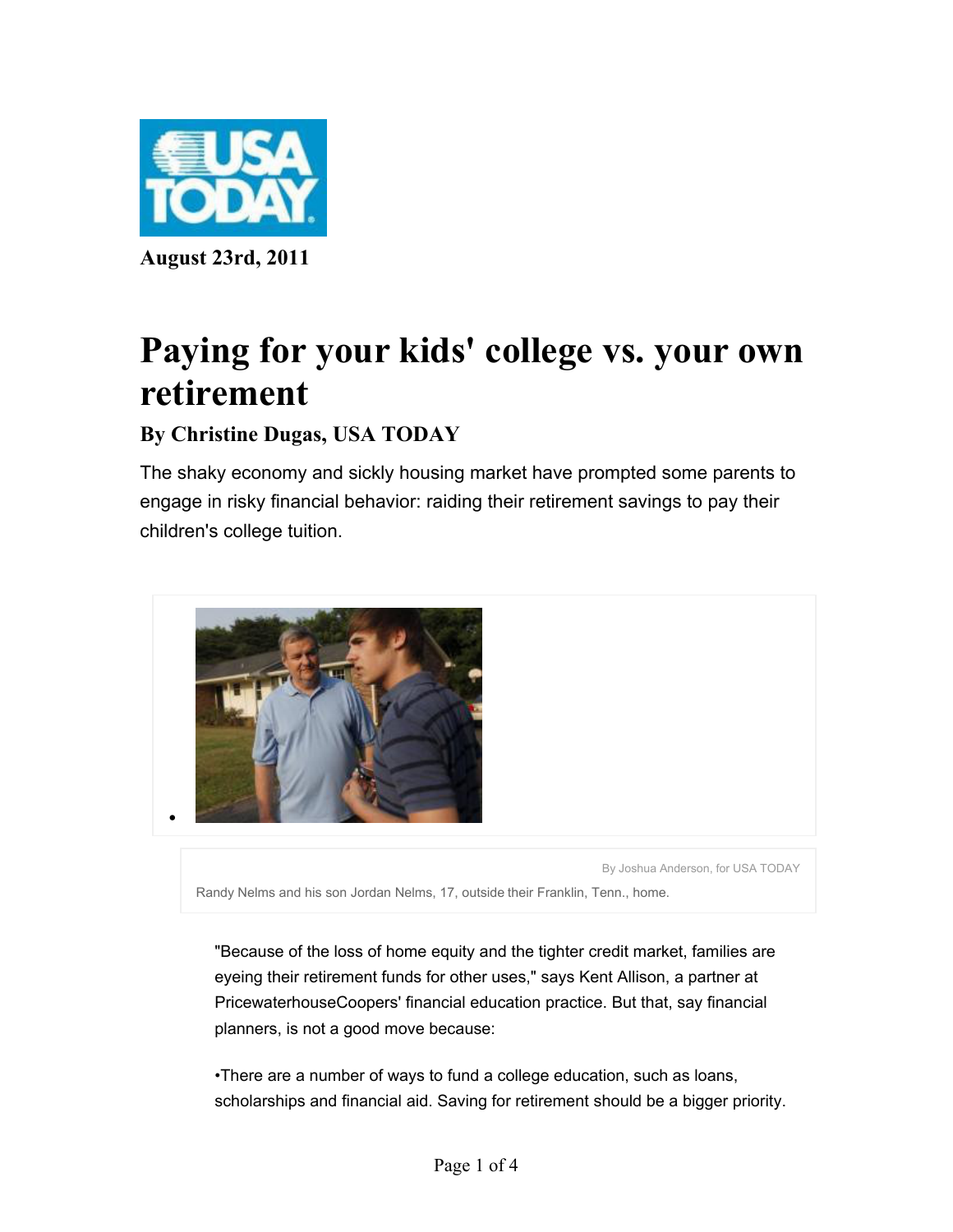**August 23rd, 2011**

# Paying for your kids' college vs. your own retirement

### By Christine Dugas, USA TODAY

The shaky economy and sickly housing market have prompted some parents to engage in risky financial behavior: raiding their retirement savings to pay their children's college tuition.

By Joshua Anderson, for USA TODAY

Randy Nelms and his son Jordan Nelms, 17, outside their Franklin, Tenn., home.

"Because of the loss of home equity and the tighter credit market, families are eyeing their retirement funds for other uses," says Kent Allison, a partner at PricewaterhouseCoopers' financial education practice. But that, say financial planners, is not a good move because:

•There are a number of ways to fund a college education, such as loans, scholarships and financial aid. Saving for retirement should be a bigger priority.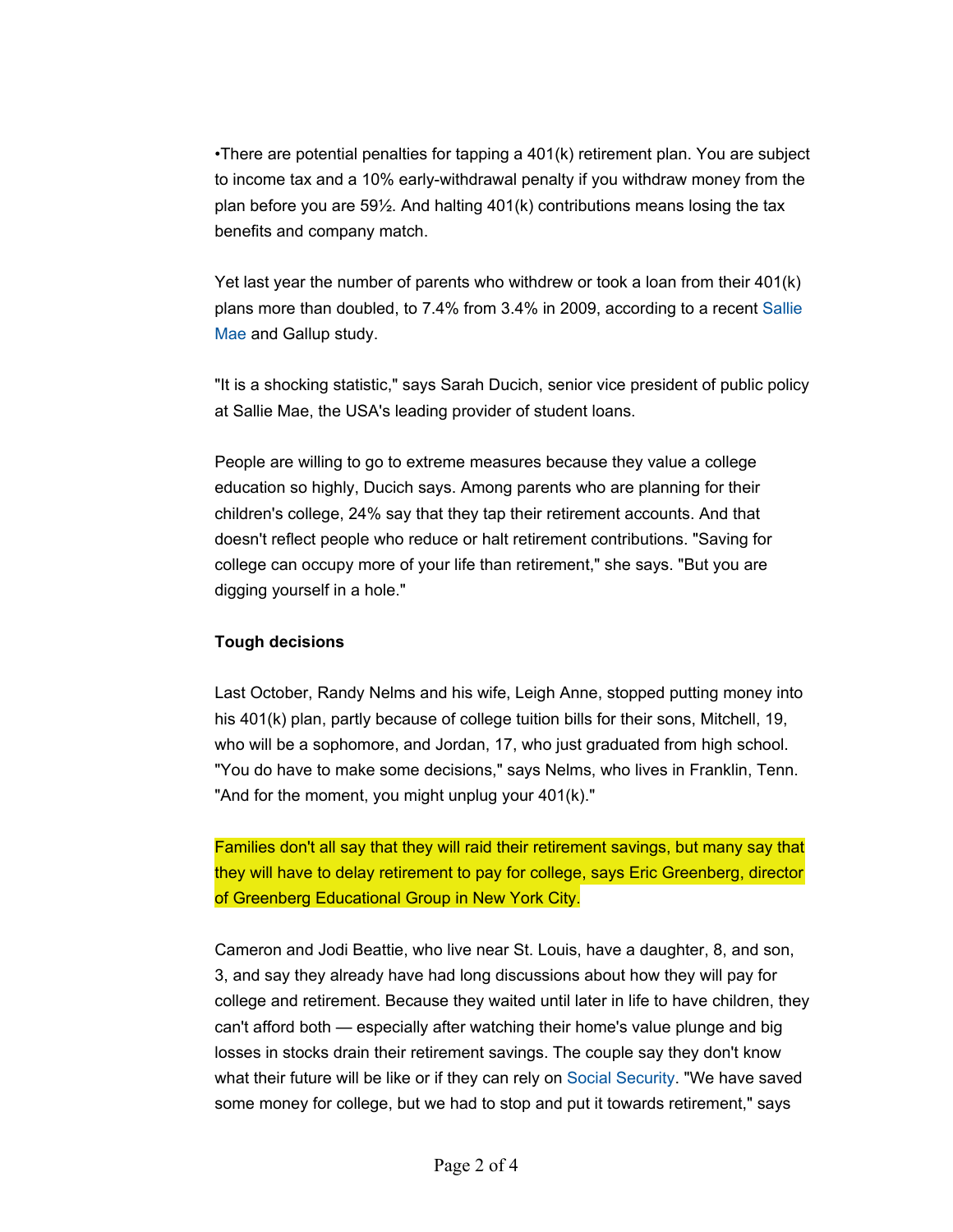•There are potential penalties for tapping a 401(k) retirement plan. You are subject to income tax and a 10% early-withdrawal penalty if you withdraw money from the plan before you are 59½. And halting 401(k) contributions means losing the tax benefits and company match.

Yet last year the number of parents who withdrew or took a loan from their 401(k) plans more than doubled, to 7.4% from 3.4% in 2009, according to a recent Sallie Mae and Gallup study.

"It is a shocking statistic," says Sarah Ducich, senior vice president of public policy at Sallie Mae, the USA's leading provider of student loans.

People are willing to go to extreme measures because they value a college education so highly, Ducich says. Among parents who are planning for their children's college, 24% say that they tap their retirement accounts. And that doesn't reflect people who reduce or halt retirement contributions. "Saving for college can occupy more of your life than retirement," she says. "But you are digging yourself in a hole."

**Tough decisions**

Last October, Randy Nelms and his wife, Leigh Anne, stopped putting money into his 401(k) plan, partly because of college tuition bills for their sons, Mitchell, 19, who will be a sophomore, and Jordan, 17, who just graduated from high school. "You do have to make some decisions," says Nelms, who lives in Franklin, Tenn. "And for the moment, you might unplug your 401(k)."

Families don't all say that they will raid their retirement savings, but many say that they will have to delay retirement to pay for college, says Eric Greenberg, director of Greenberg Educational Group in New York City.

Cameron and Jodi Beattie, who live near St. Louis, have a daughter, 8, and son, 3, and say they already have had long discussions about how they will pay for college and retirement. Because they waited until later in life to have children, they can't afford both — especially after watching their home's value plunge and big losses in stocks drain their retirement savings. The couple say they don't know what their future will be like or if they can rely on Social Security. "We have saved some money for college, but we had to stop and put it towards retirement," says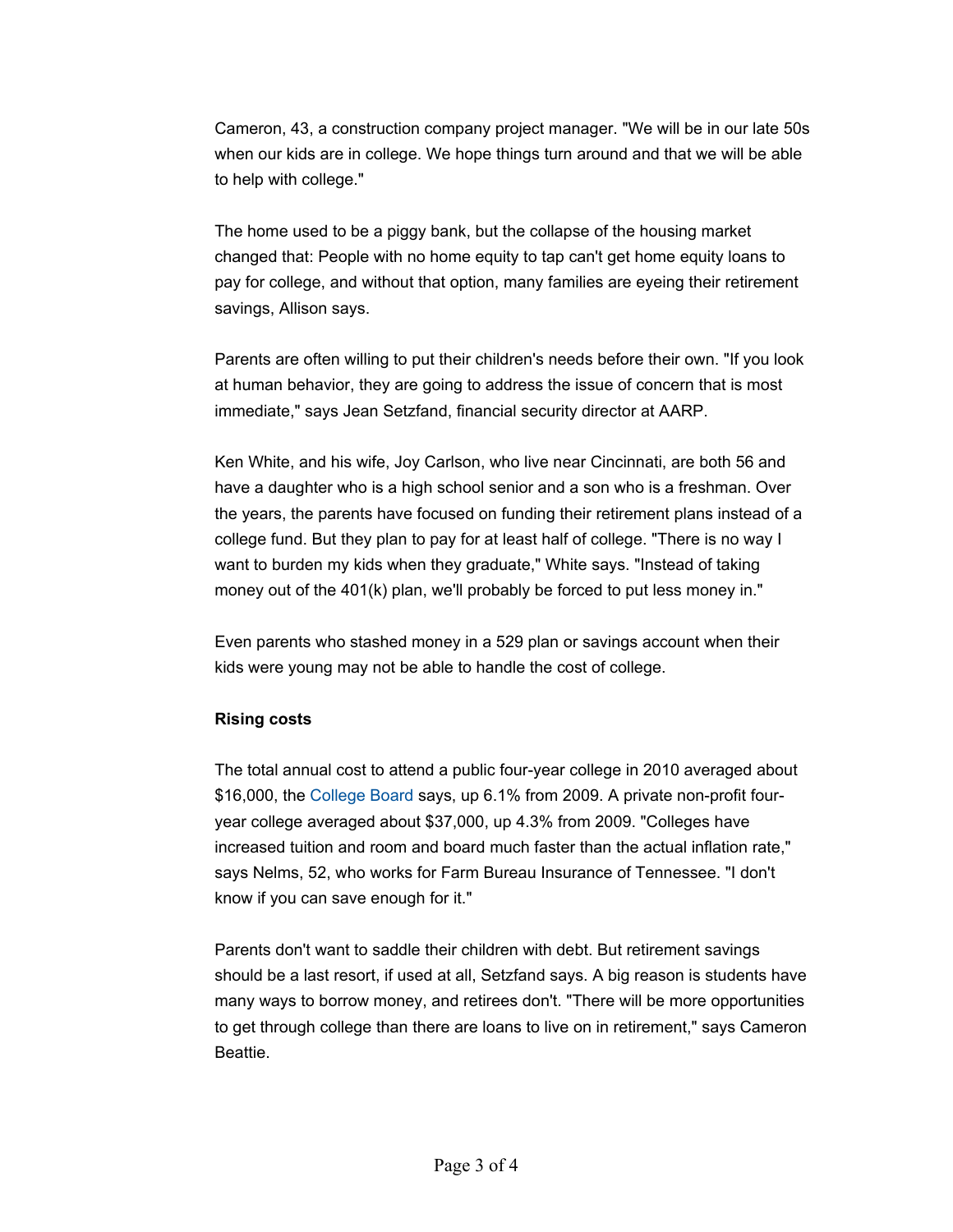Cameron, 43, a construction company project manager. "We will be in our late 50s when our kids are in college. We hope things turn around and that we will be able to help with college."

The home used to be a piggy bank, but the collapse of the housing market changed that: People with no home equity to tap can't get home equity loans to pay for college, and without that option, many families are eyeing their retirement savings, Allison says.

Parents are often willing to put their children's needs before their own. "If you look at human behavior, they are going to address the issue of concern that is most immediate," says Jean Setzfand, financial security director at AARP.

Ken White, and his wife, Joy Carlson, who live near Cincinnati, are both 56 and have a daughter who is a high school senior and a son who is a freshman. Over the years, the parents have focused on funding their retirement plans instead of a college fund. But they plan to pay for at least half of college. "There is no way I want to burden my kids when they graduate," White says. "Instead of taking money out of the 401(k) plan, we'll probably be forced to put less money in."

Even parents who stashed money in a 529 plan or savings account when their kids were young may not be able to handle the cost of college.

**Rising costs**

The total annual cost to attend a public four-year college in 2010 averaged about $16,000, the College Board says, up 6.1% from 2009. A private non-profit four-year college averaged about $37,000, up 4.3% from 2009. "Colleges have increased tuition and room and board much faster than the actual inflation rate," says Nelms, 52, who works for Farm Bureau Insurance of Tennessee. "I don't know if you can save enough for it."

Parents don't want to saddle their children with debt. But retirement savings should be a last resort, if used at all, Setzfand says. A big reason is students have many ways to borrow money, and retirees don't. "There will be more opportunities to get through college than there are loans to live on in retirement," says Cameron Beattie.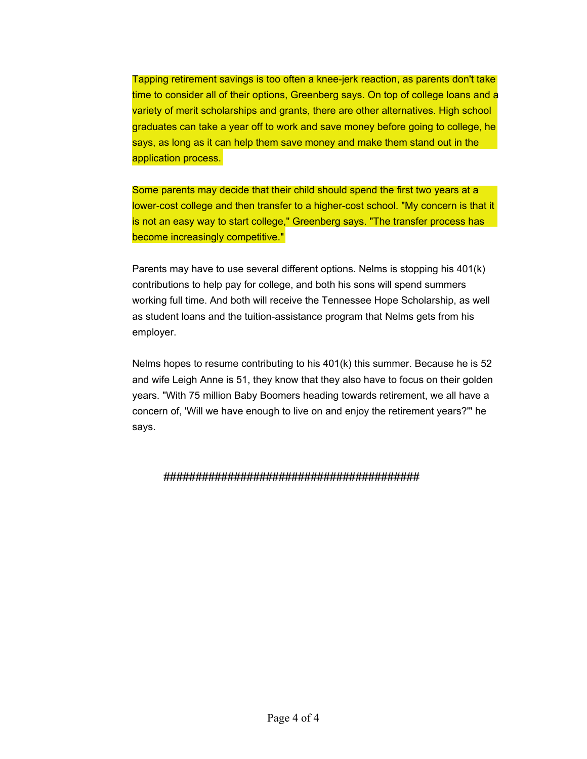Tapping retirement savings is too often a knee-jerk reaction, as parents don't take time to consider all of their options, Greenberg says. On top of college loans and a variety of merit scholarships and grants, there are other alternatives. High school graduates can take a year off to work and save money before going to college, he says, as long as it can help them save money and make them stand out in the application process.

Some parents may decide that their child should spend the first two years at a lower-cost college and then transfer to a higher-cost school. "My concern is that it is not an easy way to start college," Greenberg says. "The transfer process has become increasingly competitive."

Parents may have to use several different options. Nelms is stopping his 401(k) contributions to help pay for college, and both his sons will spend summers working full time. And both will receive the Tennessee Hope Scholarship, as well as student loans and the tuition-assistance program that Nelms gets from his employer.

Nelms hopes to resume contributing to his 401(k) this summer. Because he is 52 and wife Leigh Anne is 51, they know that they also have to focus on their golden years. "With 75 million Baby Boomers heading towards retirement, we all have a concern of, 'Will we have enough to live on and enjoy the retirement years?'" he says.

########################################